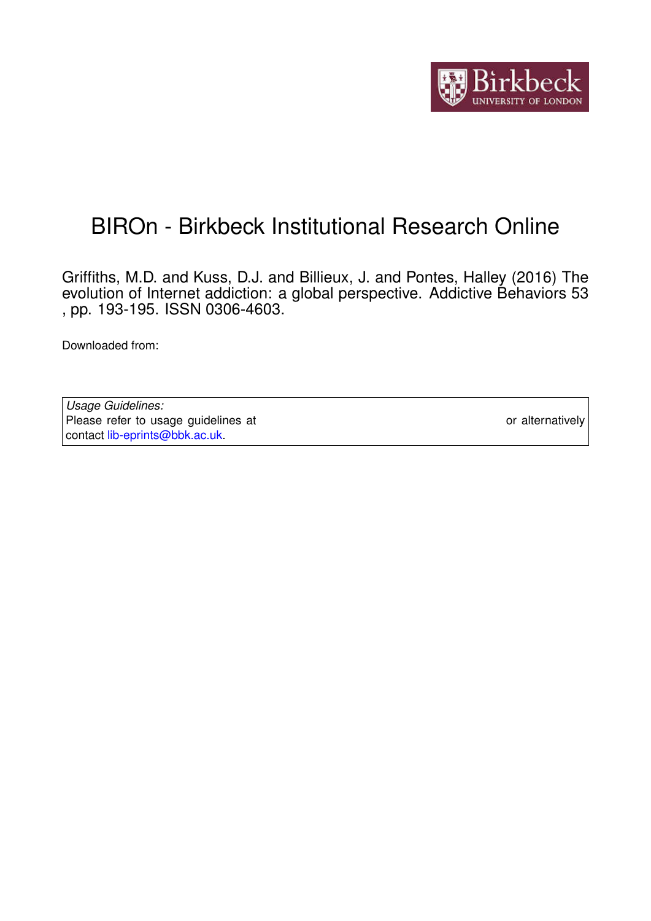# BIROn - Birkbeck Institutional Research Online

Griffiths, M.D. and Kuss, D.J. and Billieux, J. and Pontes, Halley (2016) The evolution of Internet addiction: a global perspective. Addictive Behaviors 53, pp. 193-195. ISSN 0306-4603.

Downloaded from:

*Usage Guidelines:*
Please refer to usage guidelines at or alternatively contact lib-eprints@bbk.ac.uk.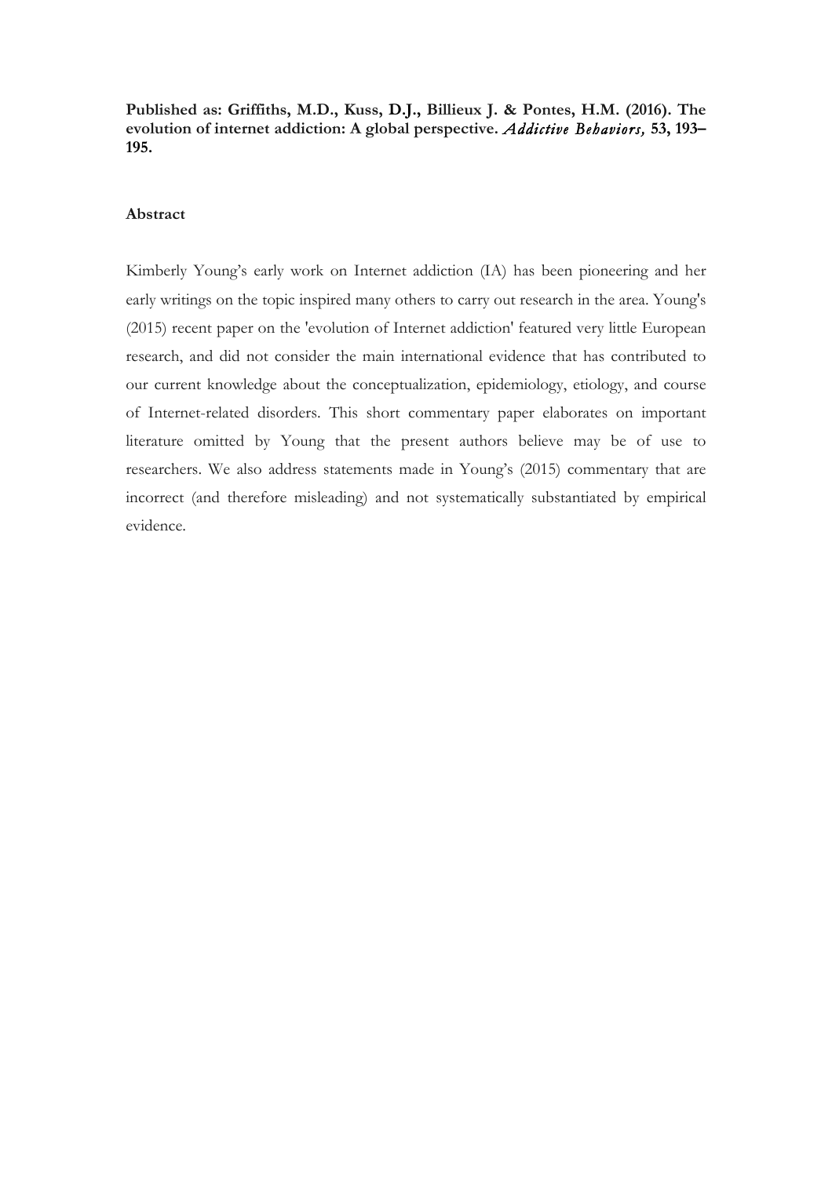**Published as: Griffiths, M.D., Kuss, D.J., Billieux J. & Pontes, H.M. (2016). The evolution of internet addiction: A global perspective.** ***Addictive Behaviors,*** **53, 193–195.**

**Abstract**

Kimberly Young's early work on Internet addiction (IA) has been pioneering and her early writings on the topic inspired many others to carry out research in the area. Young's (2015) recent paper on the 'evolution of Internet addiction' featured very little European research, and did not consider the main international evidence that has contributed to our current knowledge about the conceptualization, epidemiology, etiology, and course of Internet-related disorders. This short commentary paper elaborates on important literature omitted by Young that the present authors believe may be of use to researchers. We also address statements made in Young's (2015) commentary that are incorrect (and therefore misleading) and not systematically substantiated by empirical evidence.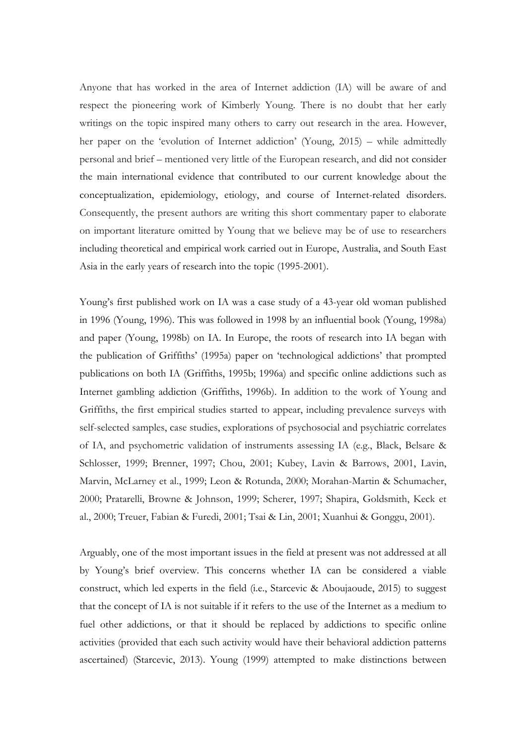Anyone that has worked in the area of Internet addiction (IA) will be aware of and respect the pioneering work of Kimberly Young. There is no doubt that her early writings on the topic inspired many others to carry out research in the area. However, her paper on the 'evolution of Internet addiction' (Young, 2015) – while admittedly personal and brief – mentioned very little of the European research, and did not consider the main international evidence that contributed to our current knowledge about the conceptualization, epidemiology, etiology, and course of Internet-related disorders. Consequently, the present authors are writing this short commentary paper to elaborate on important literature omitted by Young that we believe may be of use to researchers including theoretical and empirical work carried out in Europe, Australia, and South East Asia in the early years of research into the topic (1995-2001).

Young's first published work on IA was a case study of a 43-year old woman published in 1996 (Young, 1996). This was followed in 1998 by an influential book (Young, 1998a) and paper (Young, 1998b) on IA. In Europe, the roots of research into IA began with the publication of Griffiths' (1995a) paper on 'technological addictions' that prompted publications on both IA (Griffiths, 1995b; 1996a) and specific online addictions such as Internet gambling addiction (Griffiths, 1996b). In addition to the work of Young and Griffiths, the first empirical studies started to appear, including prevalence surveys with self-selected samples, case studies, explorations of psychosocial and psychiatric correlates of IA, and psychometric validation of instruments assessing IA (e.g., Black, Belsare & Schlosser, 1999; Brenner, 1997; Chou, 2001; Kubey, Lavin & Barrows, 2001, Lavin, Marvin, McLarney et al., 1999; Leon & Rotunda, 2000; Morahan-Martin & Schumacher, 2000; Pratarelli, Browne & Johnson, 1999; Scherer, 1997; Shapira, Goldsmith, Keck et al., 2000; Treuer, Fabian & Furedi, 2001; Tsai & Lin, 2001; Xuanhui & Gonggu, 2001).

Arguably, one of the most important issues in the field at present was not addressed at all by Young's brief overview. This concerns whether IA can be considered a viable construct, which led experts in the field (i.e., Starcevic & Aboujaoude, 2015) to suggest that the concept of IA is not suitable if it refers to the use of the Internet as a medium to fuel other addictions, or that it should be replaced by addictions to specific online activities (provided that each such activity would have their behavioral addiction patterns ascertained) (Starcevic, 2013). Young (1999) attempted to make distinctions between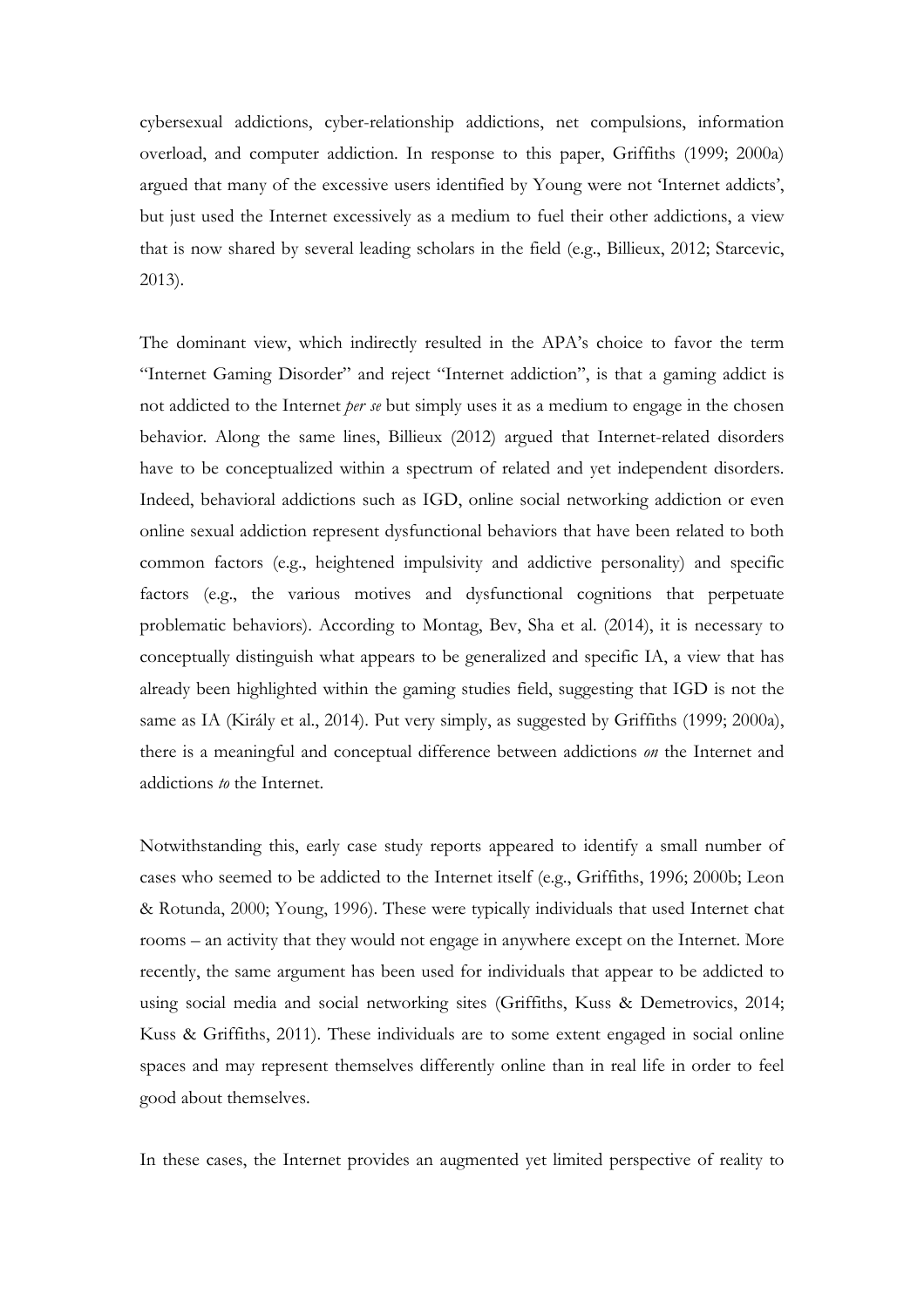cybersexual addictions, cyber-relationship addictions, net compulsions, information overload, and computer addiction. In response to this paper, Griffiths (1999; 2000a) argued that many of the excessive users identified by Young were not 'Internet addicts', but just used the Internet excessively as a medium to fuel their other addictions, a view that is now shared by several leading scholars in the field (e.g., Billieux, 2012; Starcevic, 2013).

The dominant view, which indirectly resulted in the APA's choice to favor the term "Internet Gaming Disorder" and reject "Internet addiction", is that a gaming addict is not addicted to the Internet *per se* but simply uses it as a medium to engage in the chosen behavior. Along the same lines, Billieux (2012) argued that Internet-related disorders have to be conceptualized within a spectrum of related and yet independent disorders. Indeed, behavioral addictions such as IGD, online social networking addiction or even online sexual addiction represent dysfunctional behaviors that have been related to both common factors (e.g., heightened impulsivity and addictive personality) and specific factors (e.g., the various motives and dysfunctional cognitions that perpetuate problematic behaviors). According to Montag, Bev, Sha et al. (2014), it is necessary to conceptually distinguish what appears to be generalized and specific IA, a view that has already been highlighted within the gaming studies field, suggesting that IGD is not the same as IA (Király et al., 2014). Put very simply, as suggested by Griffiths (1999; 2000a), there is a meaningful and conceptual difference between addictions *on* the Internet and addictions *to* the Internet.

Notwithstanding this, early case study reports appeared to identify a small number of cases who seemed to be addicted to the Internet itself (e.g., Griffiths, 1996; 2000b; Leon & Rotunda, 2000; Young, 1996). These were typically individuals that used Internet chat rooms – an activity that they would not engage in anywhere except on the Internet. More recently, the same argument has been used for individuals that appear to be addicted to using social media and social networking sites (Griffiths, Kuss & Demetrovics, 2014; Kuss & Griffiths, 2011). These individuals are to some extent engaged in social online spaces and may represent themselves differently online than in real life in order to feel good about themselves.

In these cases, the Internet provides an augmented yet limited perspective of reality to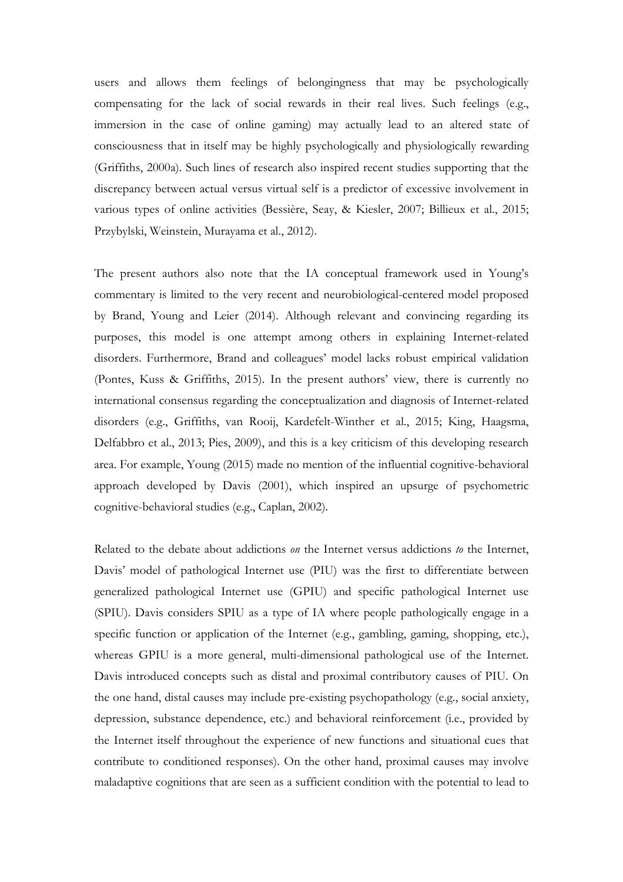users and allows them feelings of belongingness that may be psychologically compensating for the lack of social rewards in their real lives. Such feelings (e.g., immersion in the case of online gaming) may actually lead to an altered state of consciousness that in itself may be highly psychologically and physiologically rewarding (Griffiths, 2000a). Such lines of research also inspired recent studies supporting that the discrepancy between actual versus virtual self is a predictor of excessive involvement in various types of online activities (Bessière, Seay, & Kiesler, 2007; Billieux et al., 2015; Przybylski, Weinstein, Murayama et al., 2012).

The present authors also note that the IA conceptual framework used in Young's commentary is limited to the very recent and neurobiological-centered model proposed by Brand, Young and Leier (2014). Although relevant and convincing regarding its purposes, this model is one attempt among others in explaining Internet-related disorders. Furthermore, Brand and colleagues' model lacks robust empirical validation (Pontes, Kuss & Griffiths, 2015). In the present authors' view, there is currently no international consensus regarding the conceptualization and diagnosis of Internet-related disorders (e.g., Griffiths, van Rooij, Kardefelt-Winther et al., 2015; King, Haagsma, Delfabbro et al., 2013; Pies, 2009), and this is a key criticism of this developing research area. For example, Young (2015) made no mention of the influential cognitive-behavioral approach developed by Davis (2001), which inspired an upsurge of psychometric cognitive-behavioral studies (e.g., Caplan, 2002).

Related to the debate about addictions *on* the Internet versus addictions *to* the Internet, Davis' model of pathological Internet use (PIU) was the first to differentiate between generalized pathological Internet use (GPIU) and specific pathological Internet use (SPIU). Davis considers SPIU as a type of IA where people pathologically engage in a specific function or application of the Internet (e.g., gambling, gaming, shopping, etc.), whereas GPIU is a more general, multi-dimensional pathological use of the Internet. Davis introduced concepts such as distal and proximal contributory causes of PIU. On the one hand, distal causes may include pre-existing psychopathology (e.g., social anxiety, depression, substance dependence, etc.) and behavioral reinforcement (i.e., provided by the Internet itself throughout the experience of new functions and situational cues that contribute to conditioned responses). On the other hand, proximal causes may involve maladaptive cognitions that are seen as a sufficient condition with the potential to lead to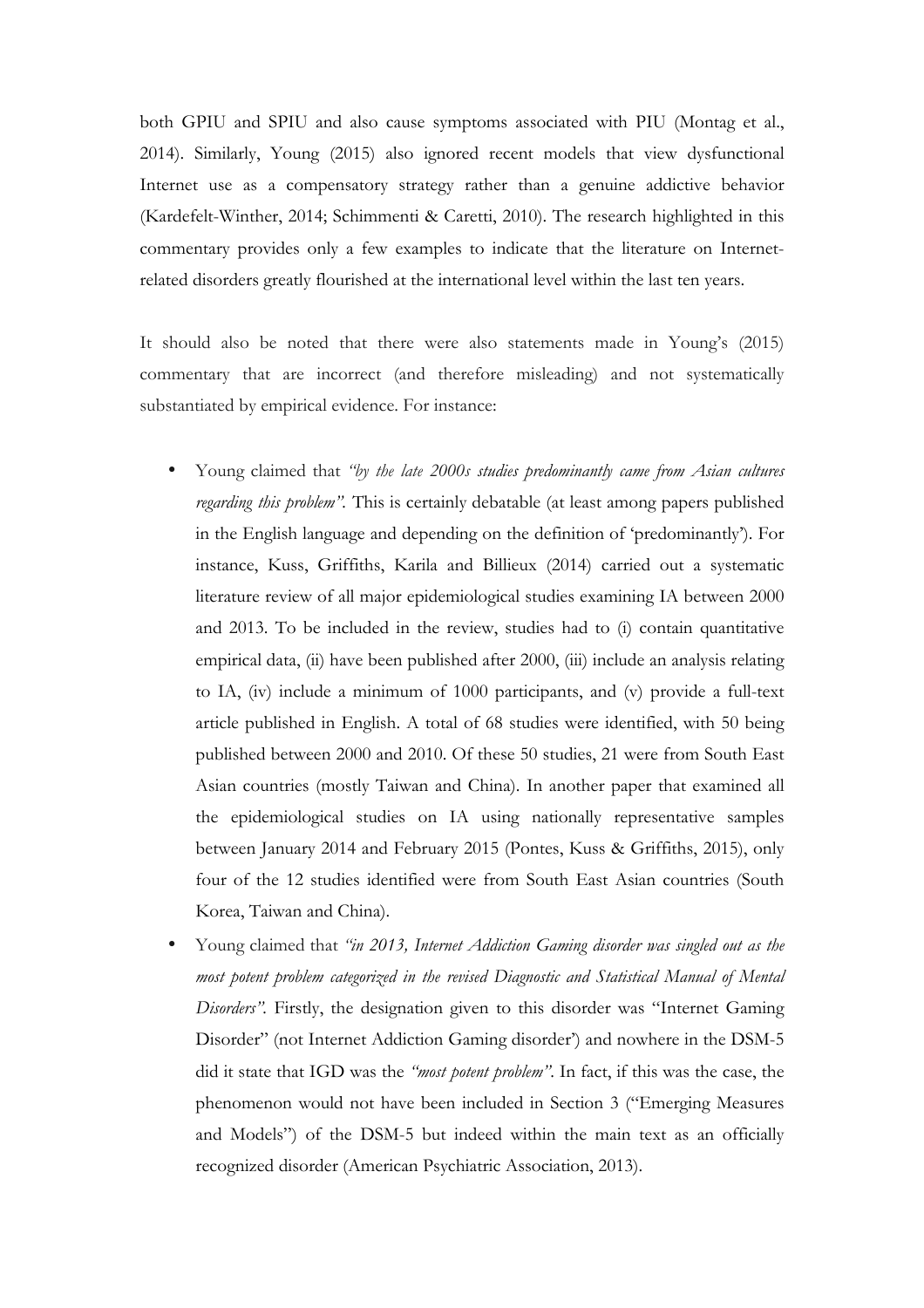both GPIU and SPIU and also cause symptoms associated with PIU (Montag et al., 2014). Similarly, Young (2015) also ignored recent models that view dysfunctional Internet use as a compensatory strategy rather than a genuine addictive behavior (Kardefelt-Winther, 2014; Schimmenti & Caretti, 2010). The research highlighted in this commentary provides only a few examples to indicate that the literature on Internet-related disorders greatly flourished at the international level within the last ten years.

It should also be noted that there were also statements made in Young's (2015) commentary that are incorrect (and therefore misleading) and not systematically substantiated by empirical evidence. For instance:

- Young claimed that *"by the late 2000s studies predominantly came from Asian cultures regarding this problem"*. This is certainly debatable (at least among papers published in the English language and depending on the definition of 'predominantly'). For instance, Kuss, Griffiths, Karila and Billieux (2014) carried out a systematic literature review of all major epidemiological studies examining IA between 2000 and 2013. To be included in the review, studies had to (i) contain quantitative empirical data, (ii) have been published after 2000, (iii) include an analysis relating to IA, (iv) include a minimum of 1000 participants, and (v) provide a full-text article published in English. A total of 68 studies were identified, with 50 being published between 2000 and 2010. Of these 50 studies, 21 were from South East Asian countries (mostly Taiwan and China). In another paper that examined all the epidemiological studies on IA using nationally representative samples between January 2014 and February 2015 (Pontes, Kuss & Griffiths, 2015), only four of the 12 studies identified were from South East Asian countries (South Korea, Taiwan and China).
- Young claimed that *"in 2013, Internet Addiction Gaming disorder was singled out as the most potent problem categorized in the revised Diagnostic and Statistical Manual of Mental Disorders"*. Firstly, the designation given to this disorder was "Internet Gaming Disorder" (not Internet Addiction Gaming disorder') and nowhere in the DSM-5 did it state that IGD was the *"most potent problem"*. In fact, if this was the case, the phenomenon would not have been included in Section 3 ("Emerging Measures and Models") of the DSM-5 but indeed within the main text as an officially recognized disorder (American Psychiatric Association, 2013).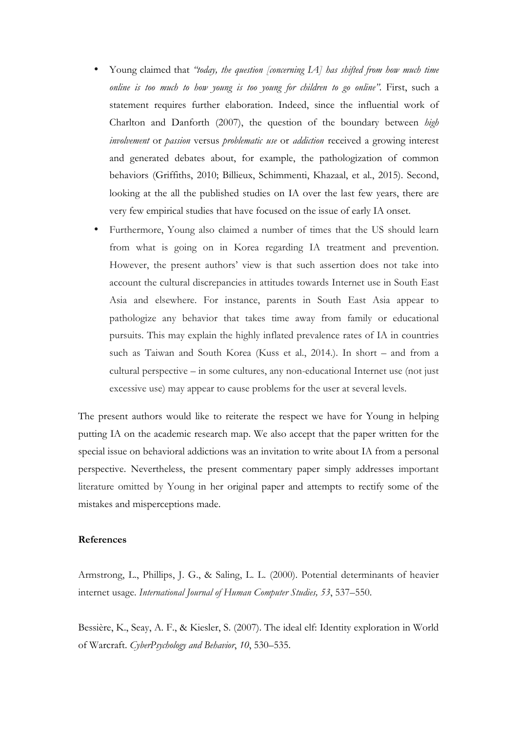- Young claimed that *"today, the question [concerning IA] has shifted from how much time online is too much to how young is too young for children to go online"*. First, such a statement requires further elaboration. Indeed, since the influential work of Charlton and Danforth (2007), the question of the boundary between *high involvement* or *passion* versus *problematic use* or *addiction* received a growing interest and generated debates about, for example, the pathologization of common behaviors (Griffiths, 2010; Billieux, Schimmenti, Khazaal, et al., 2015). Second, looking at the all the published studies on IA over the last few years, there are very few empirical studies that have focused on the issue of early IA onset.
- Furthermore, Young also claimed a number of times that the US should learn from what is going on in Korea regarding IA treatment and prevention. However, the present authors' view is that such assertion does not take into account the cultural discrepancies in attitudes towards Internet use in South East Asia and elsewhere. For instance, parents in South East Asia appear to pathologize any behavior that takes time away from family or educational pursuits. This may explain the highly inflated prevalence rates of IA in countries such as Taiwan and South Korea (Kuss et al., 2014.). In short – and from a cultural perspective – in some cultures, any non-educational Internet use (not just excessive use) may appear to cause problems for the user at several levels.

The present authors would like to reiterate the respect we have for Young in helping putting IA on the academic research map. We also accept that the paper written for the special issue on behavioral addictions was an invitation to write about IA from a personal perspective. Nevertheless, the present commentary paper simply addresses important literature omitted by Young in her original paper and attempts to rectify some of the mistakes and misperceptions made.

**References**

Armstrong, L., Phillips, J. G., & Saling, L. L. (2000). Potential determinants of heavier internet usage. *International Journal of Human Computer Studies, 53*, 537–550.

Bessière, K., Seay, A. F., & Kiesler, S. (2007). The ideal elf: Identity exploration in World of Warcraft. *CyberPsychology and Behavior*, *10*, 530–535.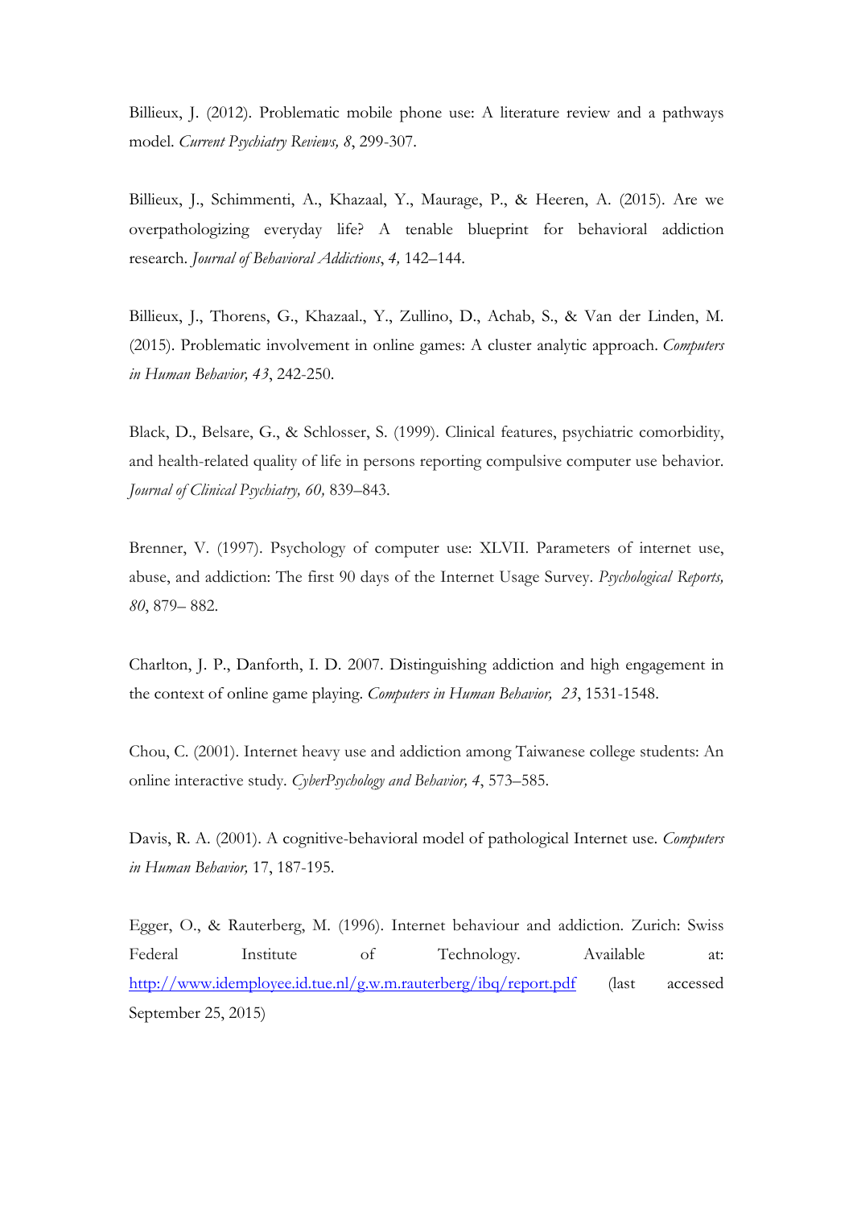Billieux, J. (2012). Problematic mobile phone use: A literature review and a pathways model. *Current Psychiatry Reviews, 8*, 299-307.

Billieux, J., Schimmenti, A., Khazaal, Y., Maurage, P., & Heeren, A. (2015). Are we overpathologizing everyday life? A tenable blueprint for behavioral addiction research. *Journal of Behavioral Addictions*, *4,* 142–144.

Billieux, J., Thorens, G., Khazaal., Y., Zullino, D., Achab, S., & Van der Linden, M. (2015). Problematic involvement in online games: A cluster analytic approach. *Computers in Human Behavior, 43*, 242-250.

Black, D., Belsare, G., & Schlosser, S. (1999). Clinical features, psychiatric comorbidity, and health-related quality of life in persons reporting compulsive computer use behavior. *Journal of Clinical Psychiatry, 60,* 839–843.

Brenner, V. (1997). Psychology of computer use: XLVII. Parameters of internet use, abuse, and addiction: The first 90 days of the Internet Usage Survey. *Psychological Reports, 80*, 879– 882.

Charlton, J. P., Danforth, I. D. 2007. Distinguishing addiction and high engagement in the context of online game playing. *Computers in Human Behavior, 23*, 1531-1548.

Chou, C. (2001). Internet heavy use and addiction among Taiwanese college students: An online interactive study. *CyberPsychology and Behavior, 4*, 573–585.

Davis, R. A. (2001). A cognitive-behavioral model of pathological Internet use. *Computers in Human Behavior,* 17, 187-195.

Egger, O., & Rauterberg, M. (1996). Internet behaviour and addiction. Zurich: Swiss Federal Institute of Technology. Available at: http://www.idemployee.id.tue.nl/g.w.m.rauterberg/ibq/report.pdf (last accessed September 25, 2015)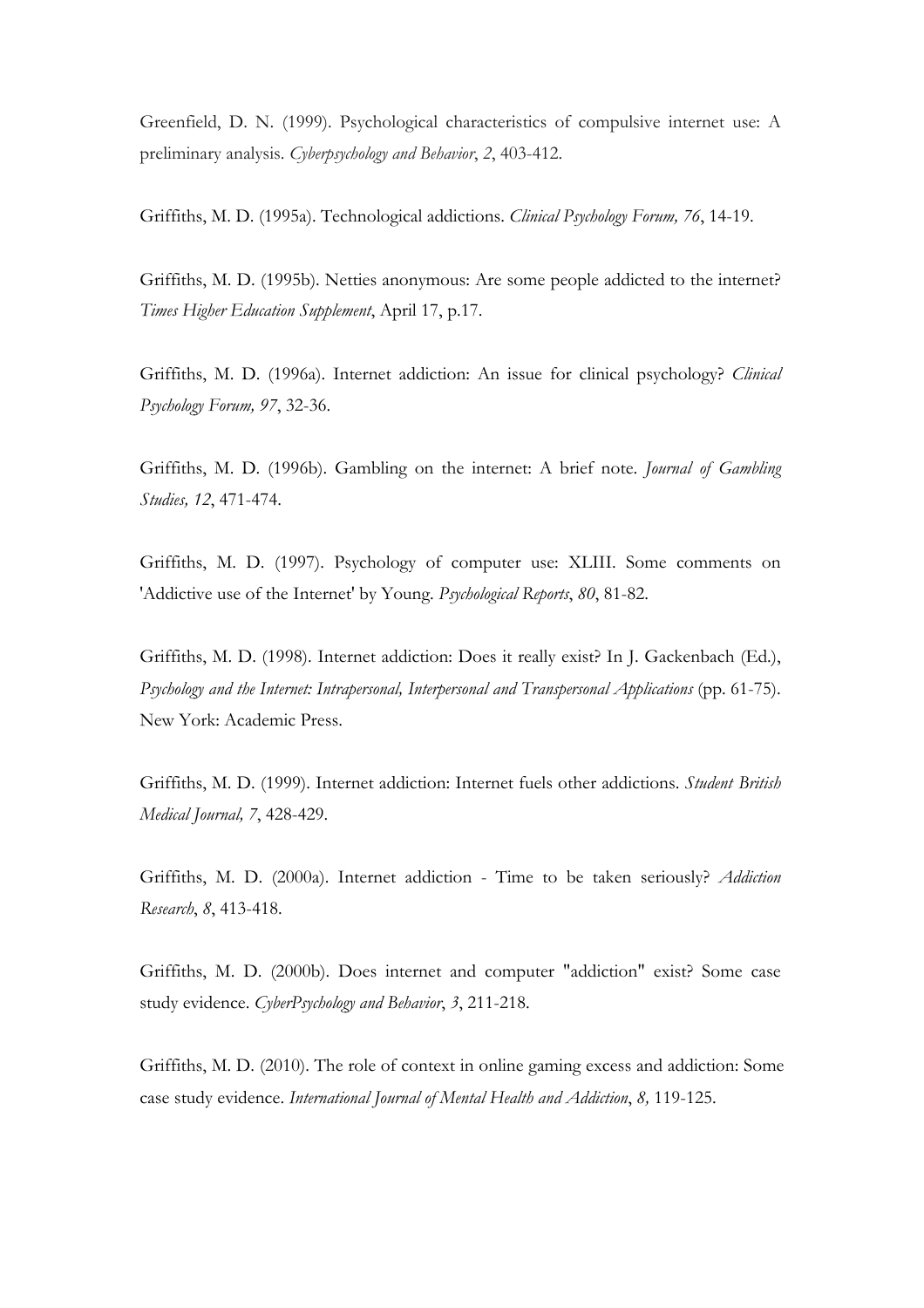Greenfield, D. N. (1999). Psychological characteristics of compulsive internet use: A preliminary analysis. *Cyberpsychology and Behavior*, *2*, 403-412.

Griffiths, M. D. (1995a). Technological addictions. *Clinical Psychology Forum, 76*, 14-19.

Griffiths, M. D. (1995b). Netties anonymous: Are some people addicted to the internet? *Times Higher Education Supplement*, April 17, p.17.

Griffiths, M. D. (1996a). Internet addiction: An issue for clinical psychology? *Clinical Psychology Forum, 97*, 32-36.

Griffiths, M. D. (1996b). Gambling on the internet: A brief note. *Journal of Gambling Studies, 12*, 471-474.

Griffiths, M. D. (1997). Psychology of computer use: XLIII. Some comments on 'Addictive use of the Internet' by Young. *Psychological Reports*, *80*, 81-82.

Griffiths, M. D. (1998). Internet addiction: Does it really exist? In J. Gackenbach (Ed.), *Psychology and the Internet: Intrapersonal, Interpersonal and Transpersonal Applications* (pp. 61-75). New York: Academic Press.

Griffiths, M. D. (1999). Internet addiction: Internet fuels other addictions. *Student British Medical Journal, 7*, 428-429.

Griffiths, M. D. (2000a). Internet addiction - Time to be taken seriously? *Addiction Research*, *8*, 413-418.

Griffiths, M. D. (2000b). Does internet and computer "addiction" exist? Some case study evidence. *CyberPsychology and Behavior*, *3*, 211-218.

Griffiths, M. D. (2010). The role of context in online gaming excess and addiction: Some case study evidence. *International Journal of Mental Health and Addiction*, *8,* 119-125.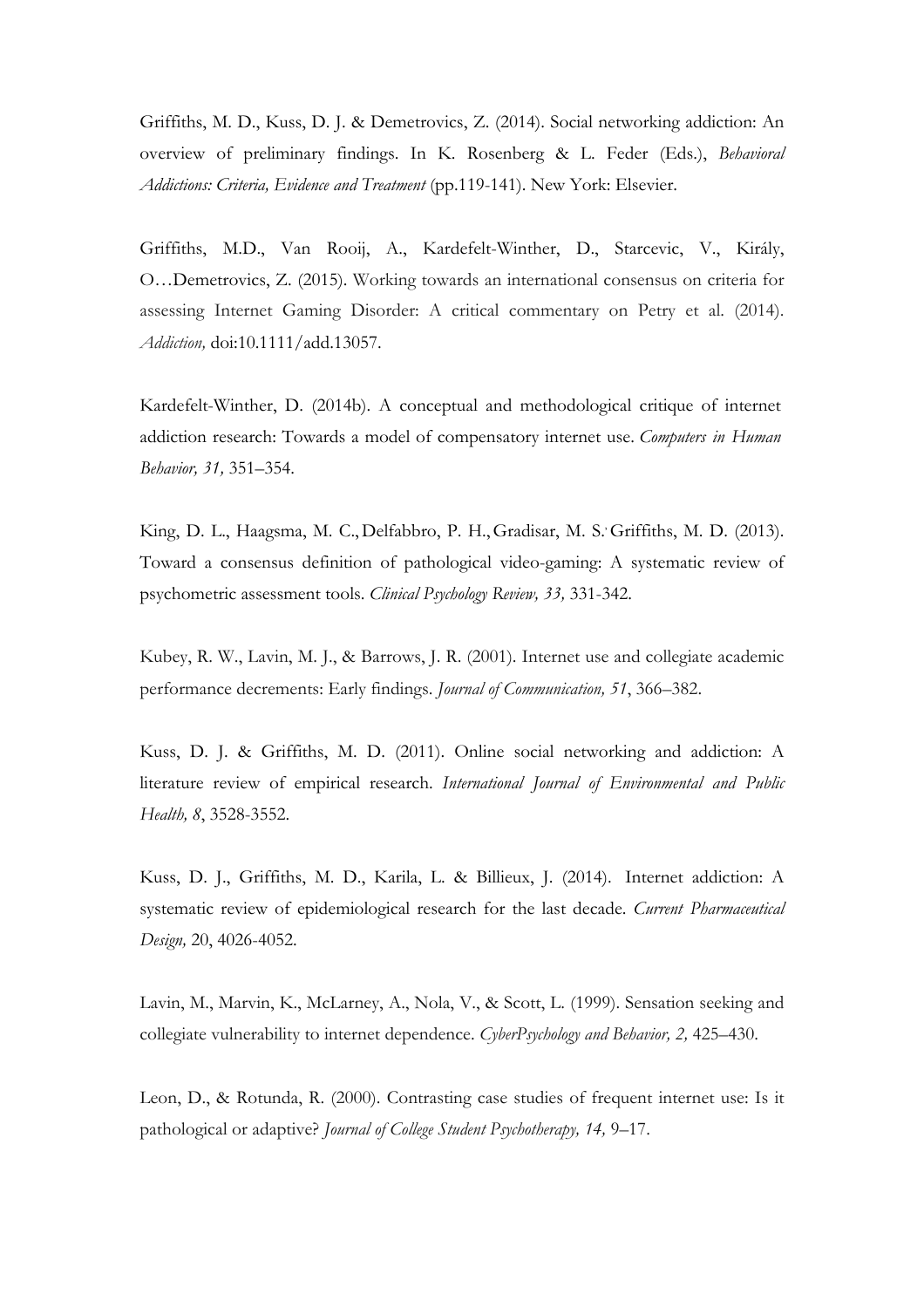Griffiths, M. D., Kuss, D. J. & Demetrovics, Z. (2014). Social networking addiction: An overview of preliminary findings. In K. Rosenberg & L. Feder (Eds.), *Behavioral Addictions: Criteria, Evidence and Treatment* (pp.119-141). New York: Elsevier.

Griffiths, M.D., Van Rooij, A., Kardefelt-Winther, D., Starcevic, V., Király, O…Demetrovics, Z. (2015). Working towards an international consensus on criteria for assessing Internet Gaming Disorder: A critical commentary on Petry et al. (2014). *Addiction,* doi:10.1111/add.13057.

Kardefelt-Winther, D. (2014b). A conceptual and methodological critique of internet addiction research: Towards a model of compensatory internet use. *Computers in Human Behavior, 31,* 351–354.

King, D. L., Haagsma, M. C., Delfabbro, P. H., Gradisar, M. S.' Griffiths, M. D. (2013). Toward a consensus definition of pathological video-gaming: A systematic review of psychometric assessment tools. *Clinical Psychology Review, 33,* 331-342.

Kubey, R. W., Lavin, M. J., & Barrows, J. R. (2001). Internet use and collegiate academic performance decrements: Early findings. *Journal of Communication, 51*, 366–382.

Kuss, D. J. & Griffiths, M. D. (2011). Online social networking and addiction: A literature review of empirical research. *International Journal of Environmental and Public Health, 8*, 3528-3552.

Kuss, D. J., Griffiths, M. D., Karila, L. & Billieux, J. (2014). Internet addiction: A systematic review of epidemiological research for the last decade. *Current Pharmaceutical Design,* 20, 4026-4052.

Lavin, M., Marvin, K., McLarney, A., Nola, V., & Scott, L. (1999). Sensation seeking and collegiate vulnerability to internet dependence. *CyberPsychology and Behavior, 2,* 425–430.

Leon, D., & Rotunda, R. (2000). Contrasting case studies of frequent internet use: Is it pathological or adaptive? *Journal of College Student Psychotherapy, 14,* 9–17.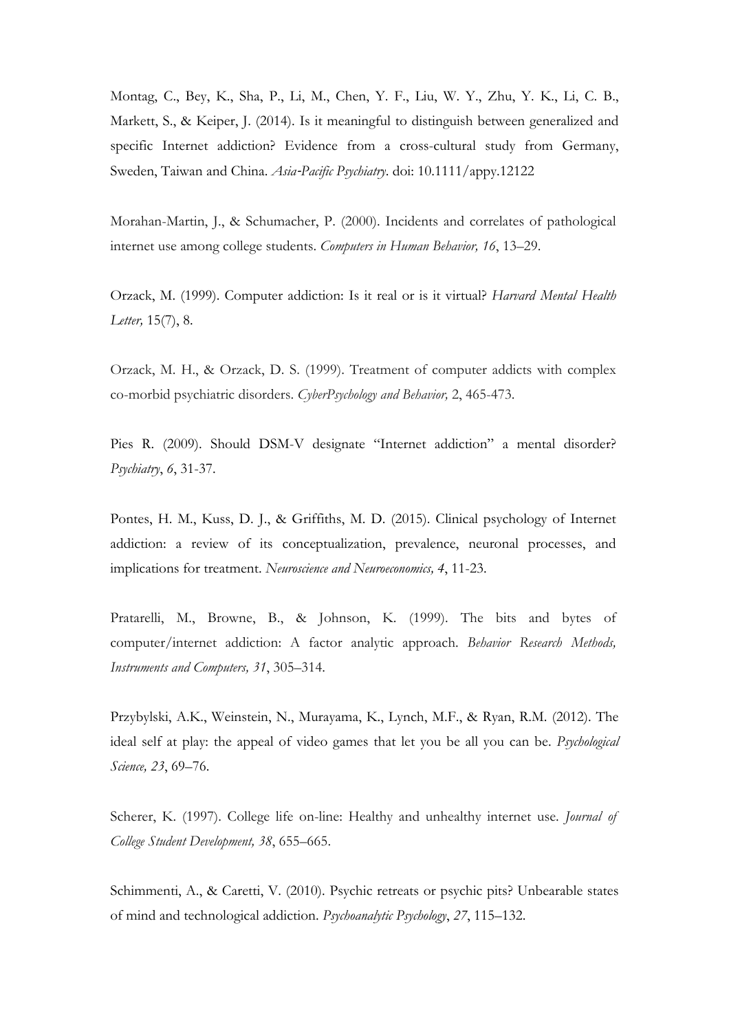Montag, C., Bey, K., Sha, P., Li, M., Chen, Y. F., Liu, W. Y., Zhu, Y. K., Li, C. B., Markett, S., & Keiper, J. (2014). Is it meaningful to distinguish between generalized and specific Internet addiction? Evidence from a cross-cultural study from Germany, Sweden, Taiwan and China. *Asia-Pacific Psychiatry*. doi: 10.1111/appy.12122

Morahan-Martin, J., & Schumacher, P. (2000). Incidents and correlates of pathological internet use among college students. *Computers in Human Behavior, 16*, 13–29.

Orzack, M. (1999). Computer addiction: Is it real or is it virtual? *Harvard Mental Health Letter,* 15(7), 8.

Orzack, M. H., & Orzack, D. S. (1999). Treatment of computer addicts with complex co-morbid psychiatric disorders. *CyberPsychology and Behavior,* 2, 465-473.

Pies R. (2009). Should DSM-V designate "Internet addiction" a mental disorder? *Psychiatry*, *6*, 31-37.

Pontes, H. M., Kuss, D. J., & Griffiths, M. D. (2015). Clinical psychology of Internet addiction: a review of its conceptualization, prevalence, neuronal processes, and implications for treatment. *Neuroscience and Neuroeconomics, 4*, 11-23.

Pratarelli, M., Browne, B., & Johnson, K. (1999). The bits and bytes of computer/internet addiction: A factor analytic approach. *Behavior Research Methods, Instruments and Computers, 31*, 305–314.

Przybylski, A.K., Weinstein, N., Murayama, K., Lynch, M.F., & Ryan, R.M. (2012). The ideal self at play: the appeal of video games that let you be all you can be. *Psychological Science, 23*, 69–76.

Scherer, K. (1997). College life on-line: Healthy and unhealthy internet use. *Journal of College Student Development, 38*, 655–665.

Schimmenti, A., & Caretti, V. (2010). Psychic retreats or psychic pits? Unbearable states of mind and technological addiction. *Psychoanalytic Psychology*, *27*, 115–132.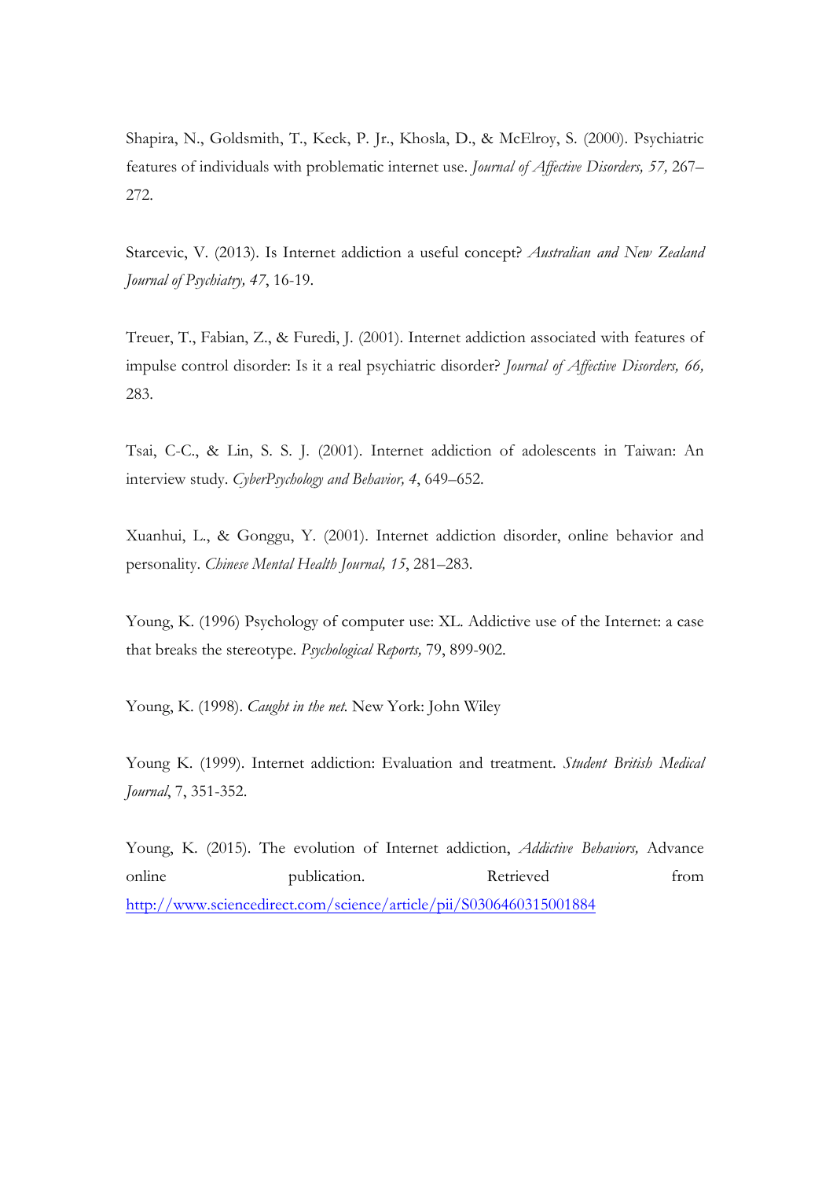Shapira, N., Goldsmith, T., Keck, P. Jr., Khosla, D., & McElroy, S. (2000). Psychiatric features of individuals with problematic internet use. *Journal of Affective Disorders, 57,* 267–272.

Starcevic, V. (2013). Is Internet addiction a useful concept? *Australian and New Zealand Journal of Psychiatry, 47*, 16-19.

Treuer, T., Fabian, Z., & Furedi, J. (2001). Internet addiction associated with features of impulse control disorder: Is it a real psychiatric disorder? *Journal of Affective Disorders, 66,* 283.

Tsai, C-C., & Lin, S. S. J. (2001). Internet addiction of adolescents in Taiwan: An interview study. *CyberPsychology and Behavior, 4*, 649–652.

Xuanhui, L., & Gonggu, Y. (2001). Internet addiction disorder, online behavior and personality. *Chinese Mental Health Journal, 15*, 281–283.

Young, K. (1996) Psychology of computer use: XL. Addictive use of the Internet: a case that breaks the stereotype. *Psychological Reports,* 79, 899-902.

Young, K. (1998). *Caught in the net.* New York: John Wiley

Young K. (1999). Internet addiction: Evaluation and treatment. *Student British Medical Journal*, 7, 351-352.

Young, K. (2015). The evolution of Internet addiction, *Addictive Behaviors,* Advance online publication. Retrieved from http://www.sciencedirect.com/science/article/pii/S0306460315001884